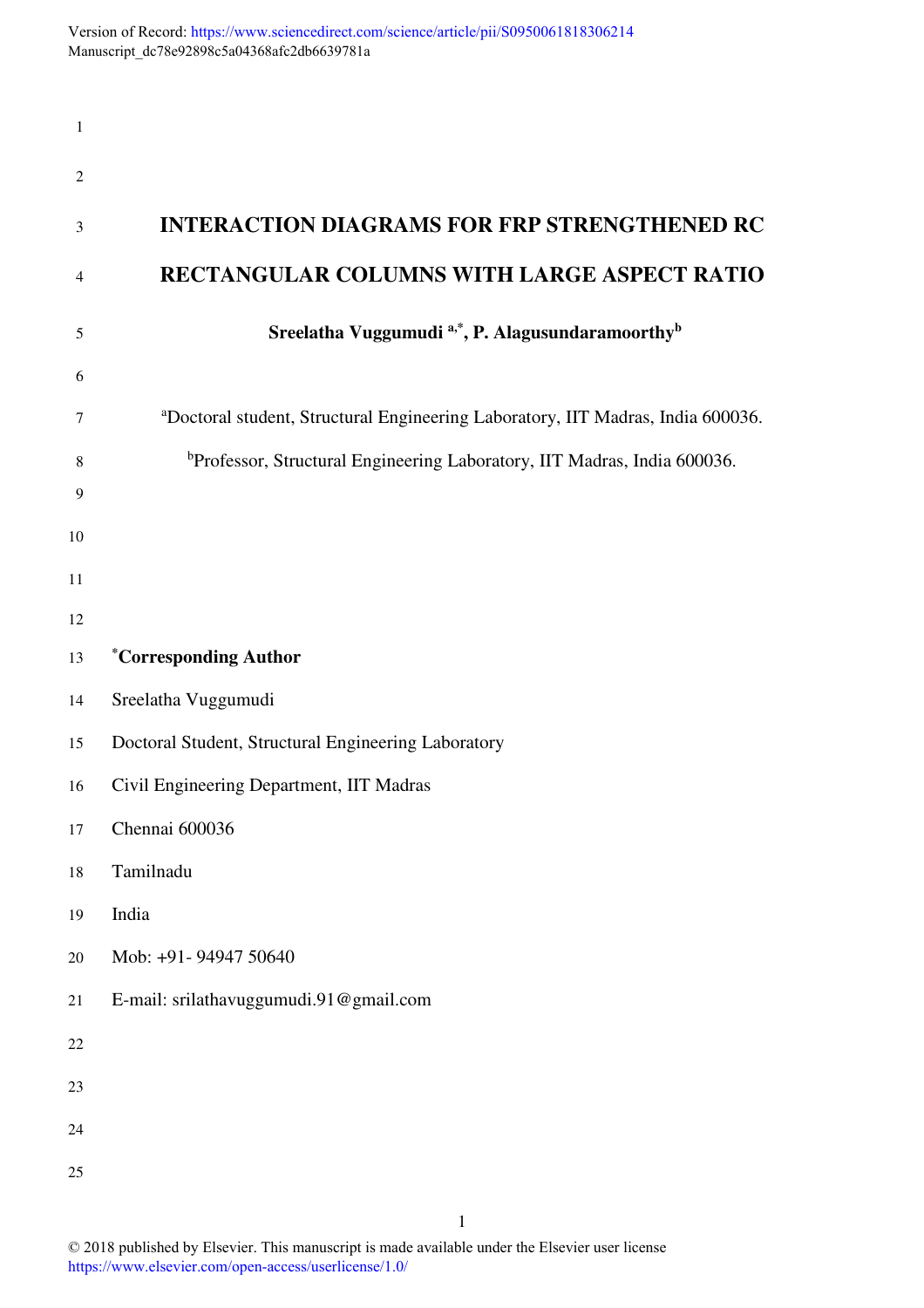# INTERACTION DIAGRAMS FOR FRP STRENGTHENED RC RECTANGULAR COLUMNS WITH LARGE ASPECT RATIO

**Sreelatha Vuggumudi [a,*], P. Alagusundaramoorthy[b]**

[a]Doctoral student, Structural Engineering Laboratory, IIT Madras, India 600036.

[b]Professor, Structural Engineering Laboratory, IIT Madras, India 600036.

**[*]Corresponding Author**

Sreelatha Vuggumudi

Doctoral Student, Structural Engineering Laboratory

Civil Engineering Department, IIT Madras

Chennai 600036

Tamilnadu

India

Mob: +91- 94947 50640

E-mail: srilathavuggumudi.91@gmail.com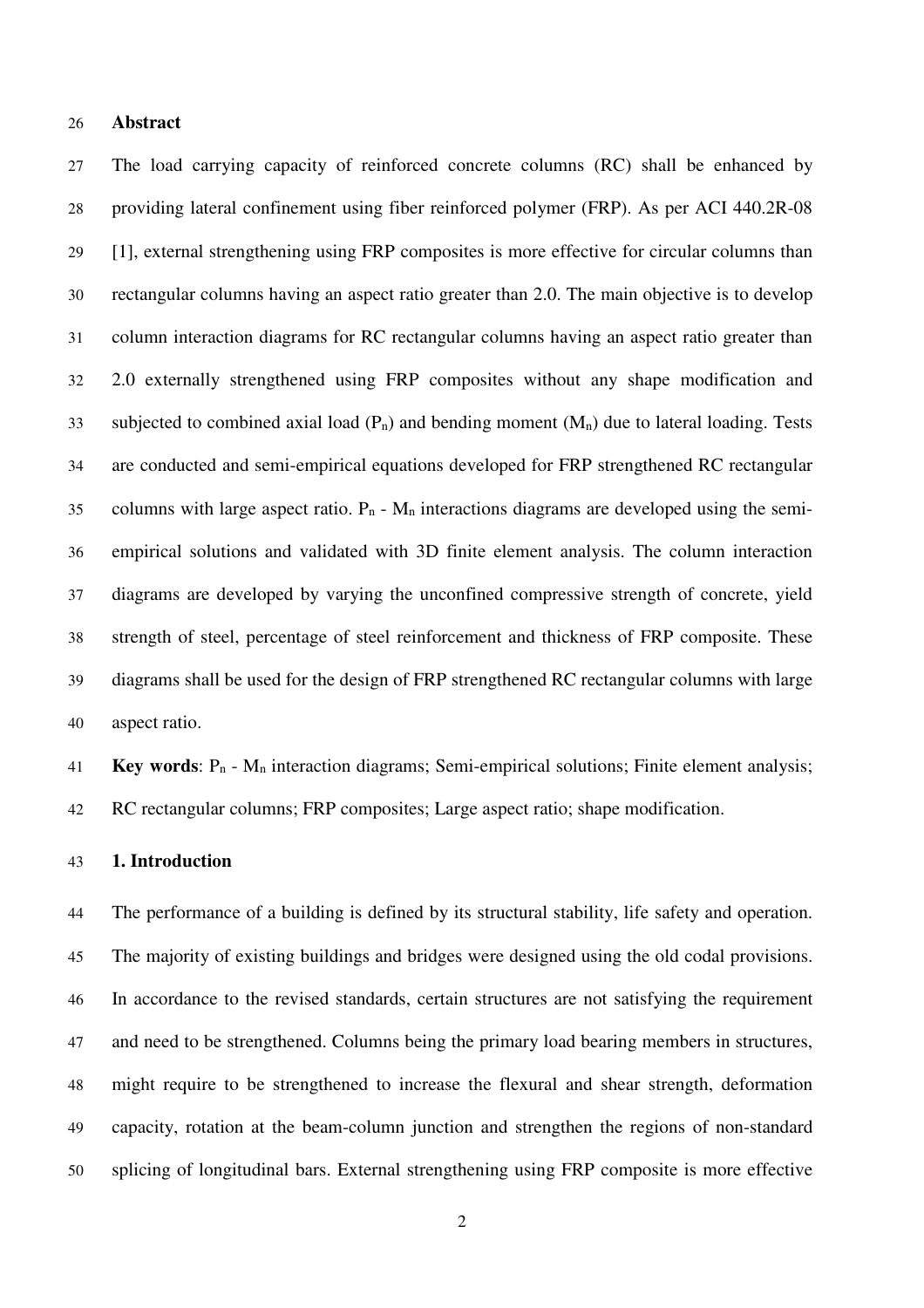## Abstract

The load carrying capacity of reinforced concrete columns (RC) shall be enhanced by providing lateral confinement using fiber reinforced polymer (FRP). As per ACI 440.2R-08 [1], external strengthening using FRP composites is more effective for circular columns than rectangular columns having an aspect ratio greater than 2.0. The main objective is to develop column interaction diagrams for RC rectangular columns having an aspect ratio greater than 2.0 externally strengthened using FRP composites without any shape modification and subjected to combined axial load ($P_n$) and bending moment ($M_n$) due to lateral loading. Tests are conducted and semi-empirical equations developed for FRP strengthened RC rectangular columns with large aspect ratio. $P_n$ - $M_n$ interactions diagrams are developed using the semi-empirical solutions and validated with 3D finite element analysis. The column interaction diagrams are developed by varying the unconfined compressive strength of concrete, yield strength of steel, percentage of steel reinforcement and thickness of FRP composite. These diagrams shall be used for the design of FRP strengthened RC rectangular columns with large aspect ratio.

**Key words**: $P_n$ - $M_n$ interaction diagrams; Semi-empirical solutions; Finite element analysis; RC rectangular columns; FRP composites; Large aspect ratio; shape modification.

## 1. Introduction

The performance of a building is defined by its structural stability, life safety and operation. The majority of existing buildings and bridges were designed using the old codal provisions. In accordance to the revised standards, certain structures are not satisfying the requirement and need to be strengthened. Columns being the primary load bearing members in structures, might require to be strengthened to increase the flexural and shear strength, deformation capacity, rotation at the beam-column junction and strengthen the regions of non-standard splicing of longitudinal bars. External strengthening using FRP composite is more effective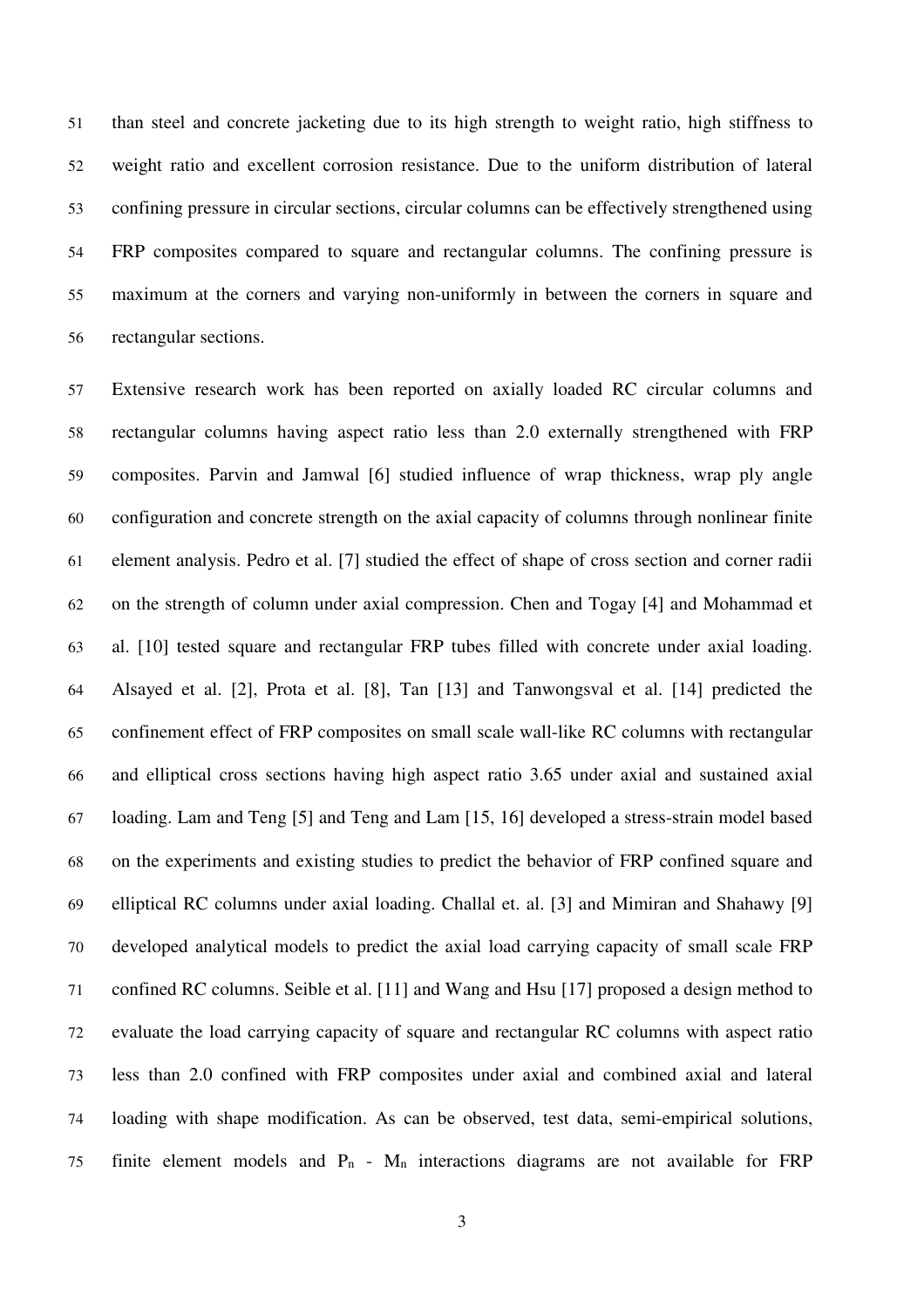than steel and concrete jacketing due to its high strength to weight ratio, high stiffness to weight ratio and excellent corrosion resistance. Due to the uniform distribution of lateral confining pressure in circular sections, circular columns can be effectively strengthened using FRP composites compared to square and rectangular columns. The confining pressure is maximum at the corners and varying non-uniformly in between the corners in square and rectangular sections.

Extensive research work has been reported on axially loaded RC circular columns and rectangular columns having aspect ratio less than 2.0 externally strengthened with FRP composites. Parvin and Jamwal [6] studied influence of wrap thickness, wrap ply angle configuration and concrete strength on the axial capacity of columns through nonlinear finite element analysis. Pedro et al. [7] studied the effect of shape of cross section and corner radii on the strength of column under axial compression. Chen and Togay [4] and Mohammad et al. [10] tested square and rectangular FRP tubes filled with concrete under axial loading. Alsayed et al. [2], Prota et al. [8], Tan [13] and Tanwongsval et al. [14] predicted the confinement effect of FRP composites on small scale wall-like RC columns with rectangular and elliptical cross sections having high aspect ratio 3.65 under axial and sustained axial loading. Lam and Teng [5] and Teng and Lam [15, 16] developed a stress-strain model based on the experiments and existing studies to predict the behavior of FRP confined square and elliptical RC columns under axial loading. Challal et. al. [3] and Mimiran and Shahawy [9] developed analytical models to predict the axial load carrying capacity of small scale FRP confined RC columns. Seible et al. [11] and Wang and Hsu [17] proposed a design method to evaluate the load carrying capacity of square and rectangular RC columns with aspect ratio less than 2.0 confined with FRP composites under axial and combined axial and lateral loading with shape modification. As can be observed, test data, semi-empirical solutions, finite element models and $P_n$ - $M_n$ interactions diagrams are not available for FRP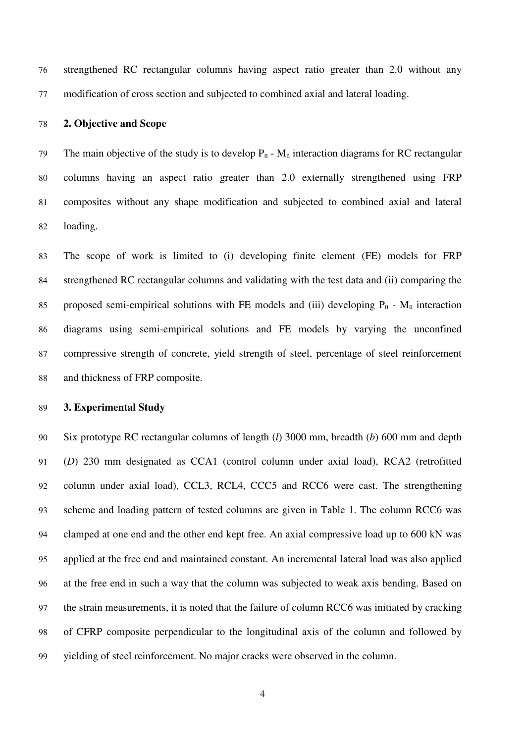strengthened RC rectangular columns having aspect ratio greater than 2.0 without any modification of cross section and subjected to combined axial and lateral loading.

## 2. Objective and Scope

The main objective of the study is to develop $P_n$ - $M_n$ interaction diagrams for RC rectangular columns having an aspect ratio greater than 2.0 externally strengthened using FRP composites without any shape modification and subjected to combined axial and lateral loading.

The scope of work is limited to (i) developing finite element (FE) models for FRP strengthened RC rectangular columns and validating with the test data and (ii) comparing the proposed semi-empirical solutions with FE models and (iii) developing $P_n$ - $M_n$ interaction diagrams using semi-empirical solutions and FE models by varying the unconfined compressive strength of concrete, yield strength of steel, percentage of steel reinforcement and thickness of FRP composite.

## 3. Experimental Study

Six prototype RC rectangular columns of length ($l$) 3000 mm, breadth ($b$) 600 mm and depth ($D$) 230 mm designated as CCA1 (control column under axial load), RCA2 (retrofitted column under axial load), CCL3, RCL4, CCC5 and RCC6 were cast. The strengthening scheme and loading pattern of tested columns are given in Table 1. The column RCC6 was clamped at one end and the other end kept free. An axial compressive load up to 600 kN was applied at the free end and maintained constant. An incremental lateral load was also applied at the free end in such a way that the column was subjected to weak axis bending. Based on the strain measurements, it is noted that the failure of column RCC6 was initiated by cracking of CFRP composite perpendicular to the longitudinal axis of the column and followed by yielding of steel reinforcement. No major cracks were observed in the column.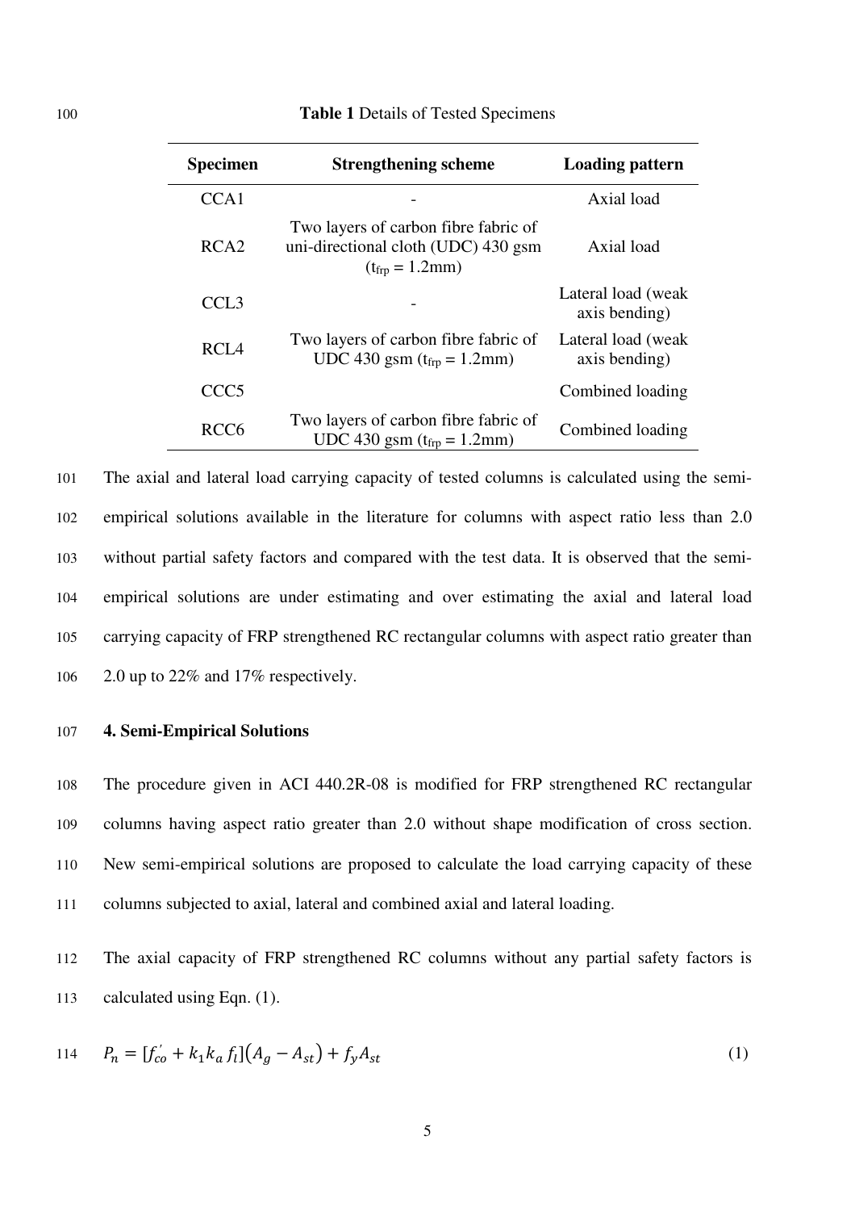**Table 1** Details of Tested Specimens

| Specimen | Strengthening scheme | Loading pattern |
|---|---|---|
| CCA1 | - | Axial load |
| RCA2 | Two layers of carbon fibre fabric of uni-directional cloth (UDC) 430 gsm ($t_{frp}$ = 1.2mm) | Axial load |
| CCL3 | - | Lateral load (weak axis bending) |
| RCL4 | Two layers of carbon fibre fabric of UDC 430 gsm ($t_{frp}$ = 1.2mm) | Lateral load (weak axis bending) |
| CCC5 | | Combined loading |
| RCC6 | Two layers of carbon fibre fabric of UDC 430 gsm ($t_{frp}$ = 1.2mm) | Combined loading |

The axial and lateral load carrying capacity of tested columns is calculated using the semi-empirical solutions available in the literature for columns with aspect ratio less than 2.0 without partial safety factors and compared with the test data. It is observed that the semi-empirical solutions are under estimating and over estimating the axial and lateral load carrying capacity of FRP strengthened RC rectangular columns with aspect ratio greater than 2.0 up to 22% and 17% respectively.

## 4. Semi-Empirical Solutions

The procedure given in ACI 440.2R-08 is modified for FRP strengthened RC rectangular columns having aspect ratio greater than 2.0 without shape modification of cross section. New semi-empirical solutions are proposed to calculate the load carrying capacity of these columns subjected to axial, lateral and combined axial and lateral loading.

The axial capacity of FRP strengthened RC columns without any partial safety factors is calculated using Eqn. (1).

$$P_n = [f_{co}^{'} + k_1 k_a f_l]\left(A_g - A_{st}\right) + f_y A_{st} \tag{1}$$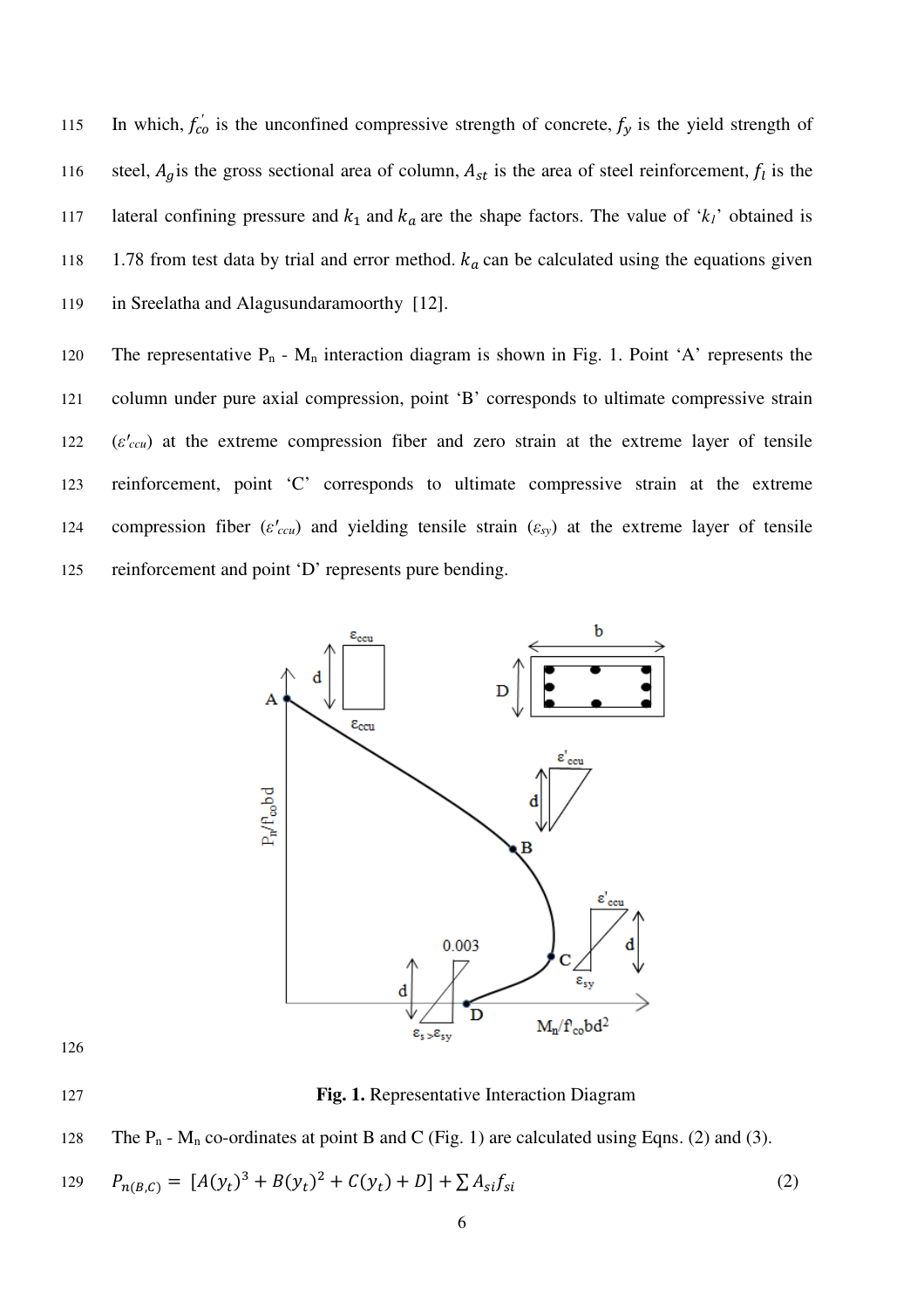In which, $f'_{co}$ is the unconfined compressive strength of concrete, $f_y$ is the yield strength of steel, $A_g$ is the gross sectional area of column, $A_{st}$ is the area of steel reinforcement, $f_l$ is the lateral confining pressure and $k_1$ and $k_a$ are the shape factors. The value of '$k_1$' obtained is 1.78 from test data by trial and error method. $k_a$ can be calculated using the equations given in Sreelatha and Alagusundaramoorthy [12].

The representative $P_n$ - $M_n$ interaction diagram is shown in Fig. 1. Point 'A' represents the column under pure axial compression, point 'B' corresponds to ultimate compressive strain ($\varepsilon'_{ccu}$) at the extreme compression fiber and zero strain at the extreme layer of tensile reinforcement, point 'C' corresponds to ultimate compressive strain at the extreme compression fiber ($\varepsilon'_{ccu}$) and yielding tensile strain ($\varepsilon_{sy}$) at the extreme layer of tensile reinforcement and point 'D' represents pure bending.

**Fig. 1.** Representative Interaction Diagram

The $P_n$ - $M_n$ co-ordinates at point B and C (Fig. 1) are calculated using Eqns. (2) and (3).

$$P_{n(B,C)} = [A(y_t)^3 + B(y_t)^2 + C(y_t) + D] + \sum A_{si}f_{si} \tag{2}$$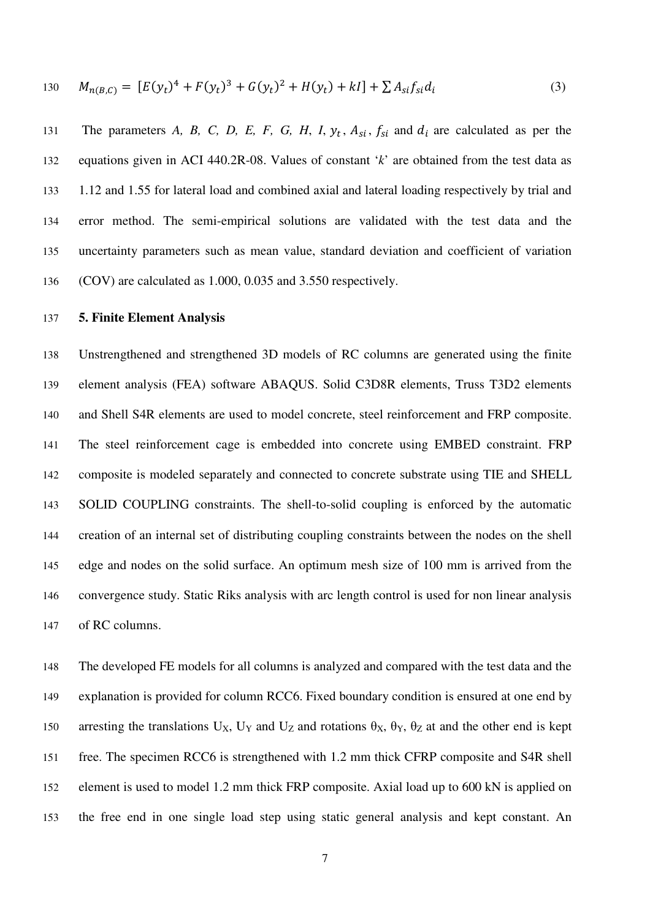$$M_{n(B,C)} = [E(y_t)^4 + F(y_t)^3 + G(y_t)^2 + H(y_t) + kI] + \sum A_{si} f_{si} d_i \tag{3}$$

The parameters *A, B, C, D, E, F, G, H*, *I*, $y_t$, $A_{si}$, $f_{si}$ and $d_i$ are calculated as per the equations given in ACI 440.2R-08. Values of constant '*k*' are obtained from the test data as 1.12 and 1.55 for lateral load and combined axial and lateral loading respectively by trial and error method. The semi-empirical solutions are validated with the test data and the uncertainty parameters such as mean value, standard deviation and coefficient of variation (COV) are calculated as 1.000, 0.035 and 3.550 respectively.

## 5. Finite Element Analysis

Unstrengthened and strengthened 3D models of RC columns are generated using the finite element analysis (FEA) software ABAQUS. Solid C3D8R elements, Truss T3D2 elements and Shell S4R elements are used to model concrete, steel reinforcement and FRP composite. The steel reinforcement cage is embedded into concrete using EMBED constraint. FRP composite is modeled separately and connected to concrete substrate using TIE and SHELL SOLID COUPLING constraints. The shell-to-solid coupling is enforced by the automatic creation of an internal set of distributing coupling constraints between the nodes on the shell edge and nodes on the solid surface. An optimum mesh size of 100 mm is arrived from the convergence study. Static Riks analysis with arc length control is used for non linear analysis of RC columns.

The developed FE models for all columns is analyzed and compared with the test data and the explanation is provided for column RCC6. Fixed boundary condition is ensured at one end by arresting the translations $U_X$, $U_Y$ and $U_Z$ and rotations $\theta_X$, $\theta_Y$, $\theta_Z$ at and the other end is kept free. The specimen RCC6 is strengthened with 1.2 mm thick CFRP composite and S4R shell element is used to model 1.2 mm thick FRP composite. Axial load up to 600 kN is applied on the free end in one single load step using static general analysis and kept constant. An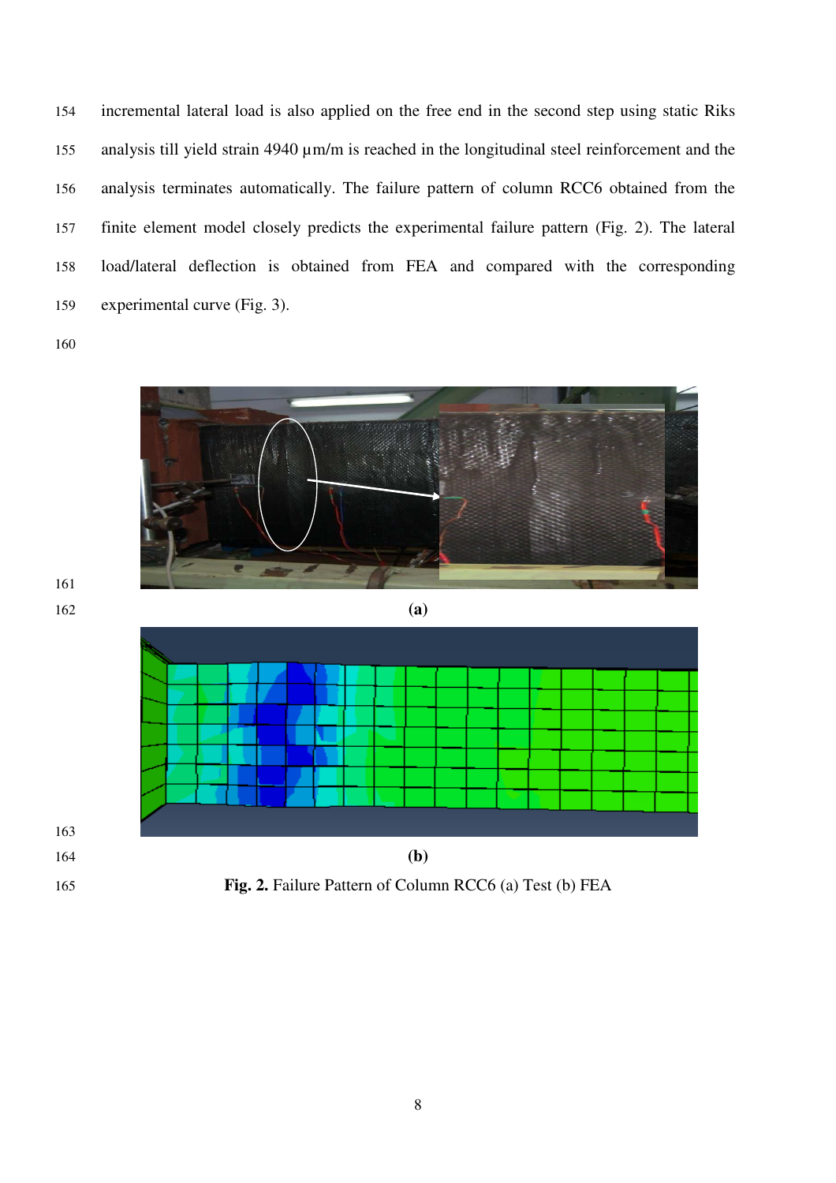incremental lateral load is also applied on the free end in the second step using static Riks analysis till yield strain 4940 μm/m is reached in the longitudinal steel reinforcement and the analysis terminates automatically. The failure pattern of column RCC6 obtained from the finite element model closely predicts the experimental failure pattern (Fig. 2). The lateral load/lateral deflection is obtained from FEA and compared with the corresponding experimental curve (Fig. 3).

**(a)**

**(b)**

**Fig. 2.** Failure Pattern of Column RCC6 (a) Test (b) FEA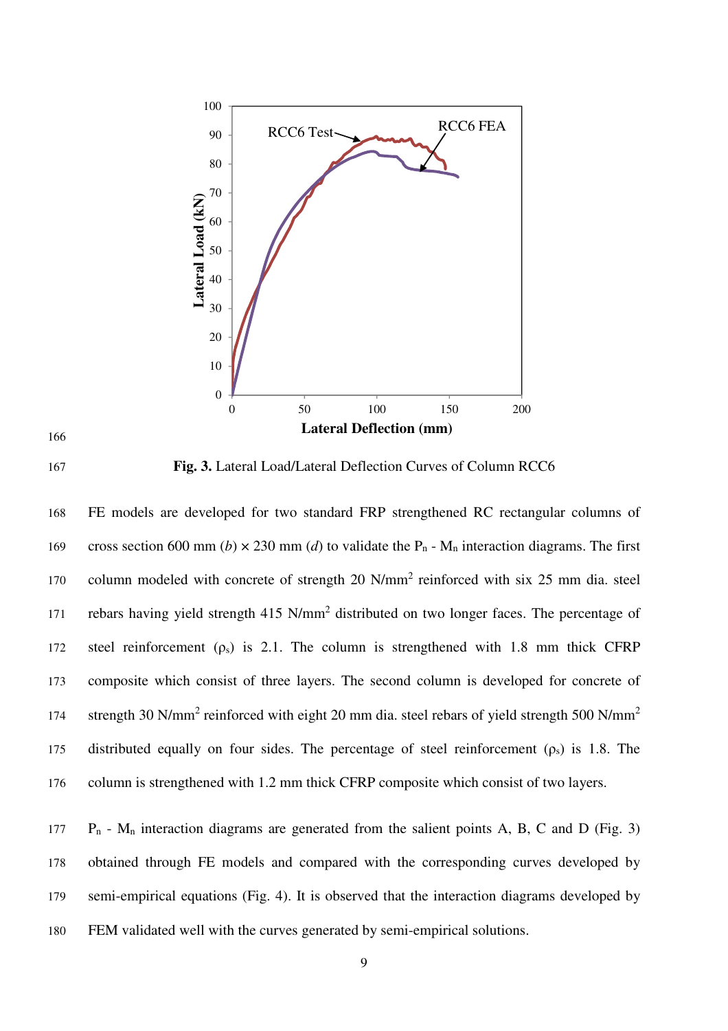**Fig. 3.** Lateral Load/Lateral Deflection Curves of Column RCC6

FE models are developed for two standard FRP strengthened RC rectangular columns of cross section 600 mm (*b*) × 230 mm (*d*) to validate the $P_n$ - $M_n$ interaction diagrams. The first column modeled with concrete of strength 20 N/mm$^2$ reinforced with six 25 mm dia. steel rebars having yield strength 415 N/mm$^2$ distributed on two longer faces. The percentage of steel reinforcement ($\rho_s$) is 2.1. The column is strengthened with 1.8 mm thick CFRP composite which consist of three layers. The second column is developed for concrete of strength 30 N/mm$^2$ reinforced with eight 20 mm dia. steel rebars of yield strength 500 N/mm$^2$ distributed equally on four sides. The percentage of steel reinforcement ($\rho_s$) is 1.8. The column is strengthened with 1.2 mm thick CFRP composite which consist of two layers.

$P_n$ - $M_n$ interaction diagrams are generated from the salient points A, B, C and D (Fig. 3) obtained through FE models and compared with the corresponding curves developed by semi-empirical equations (Fig. 4). It is observed that the interaction diagrams developed by FEM validated well with the curves generated by semi-empirical solutions.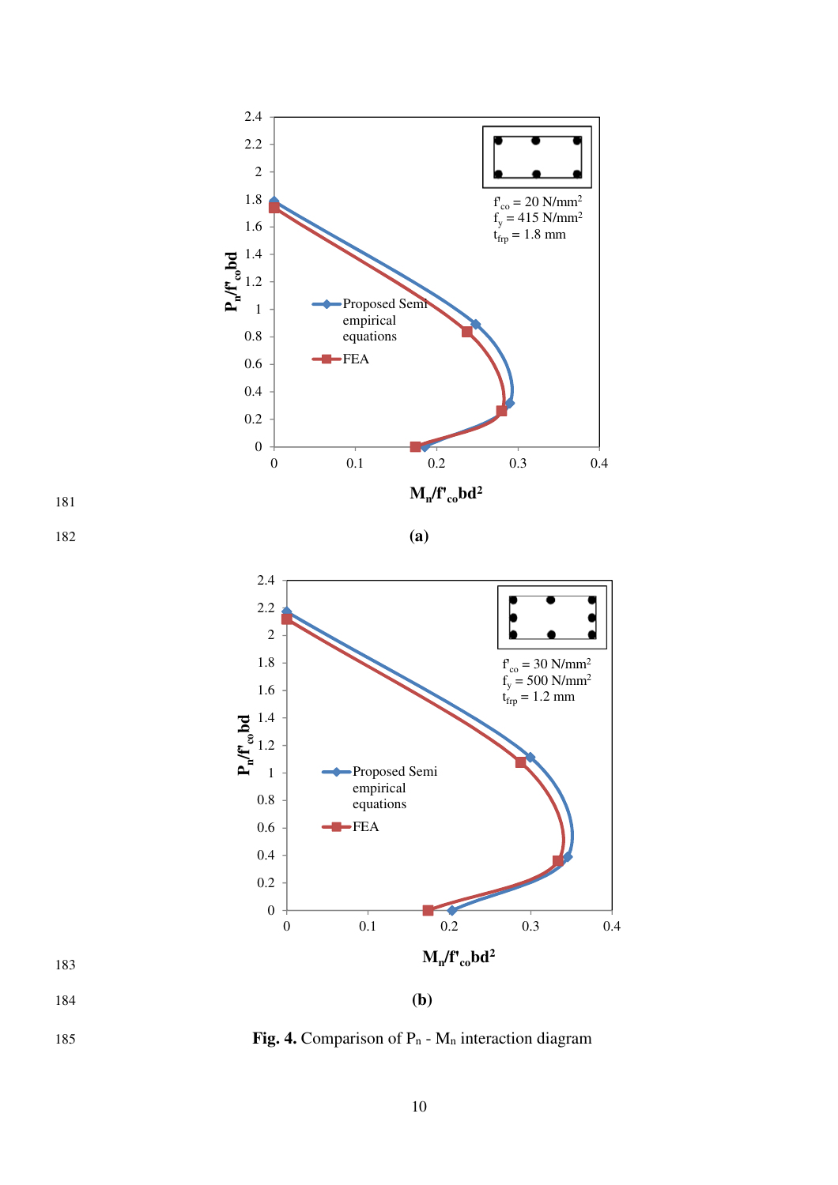**(a)**

**(b)**

**Fig. 4.** Comparison of $P_n$ - $M_n$ interaction diagram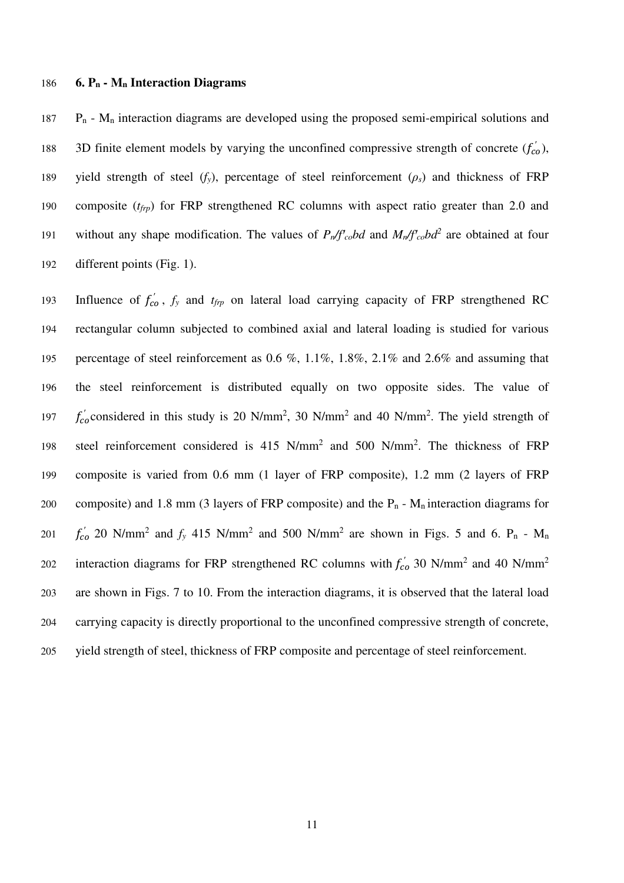## 6. $P_n$ - $M_n$ Interaction Diagrams

$P_n$ - $M_n$ interaction diagrams are developed using the proposed semi-empirical solutions and 3D finite element models by varying the unconfined compressive strength of concrete ($f_{co}^{'}$), yield strength of steel ($f_y$), percentage of steel reinforcement ($\rho_s$) and thickness of FRP composite ($t_{frp}$) for FRP strengthened RC columns with aspect ratio greater than 2.0 and without any shape modification. The values of $P_n/f'_{co}bd$ and $M_n/f'_{co}bd^2$ are obtained at four different points (Fig. 1).

Influence of $f_{co}^{'}$, $f_y$ and $t_{frp}$ on lateral load carrying capacity of FRP strengthened RC rectangular column subjected to combined axial and lateral loading is studied for various percentage of steel reinforcement as 0.6 %, 1.1%, 1.8%, 2.1% and 2.6% and assuming that the steel reinforcement is distributed equally on two opposite sides. The value of $f_{co}^{'}$considered in this study is 20 N/mm$^2$, 30 N/mm$^2$ and 40 N/mm$^2$. The yield strength of steel reinforcement considered is 415 N/mm$^2$ and 500 N/mm$^2$. The thickness of FRP composite is varied from 0.6 mm (1 layer of FRP composite), 1.2 mm (2 layers of FRP composite) and 1.8 mm (3 layers of FRP composite) and the $P_n$ - $M_n$ interaction diagrams for $f_{co}^{'}$ 20 N/mm$^2$ and $f_y$ 415 N/mm$^2$ and 500 N/mm$^2$ are shown in Figs. 5 and 6. $P_n$ - $M_n$ interaction diagrams for FRP strengthened RC columns with $f_{co}^{'}$ 30 N/mm$^2$ and 40 N/mm$^2$ are shown in Figs. 7 to 10. From the interaction diagrams, it is observed that the lateral load carrying capacity is directly proportional to the unconfined compressive strength of concrete, yield strength of steel, thickness of FRP composite and percentage of steel reinforcement.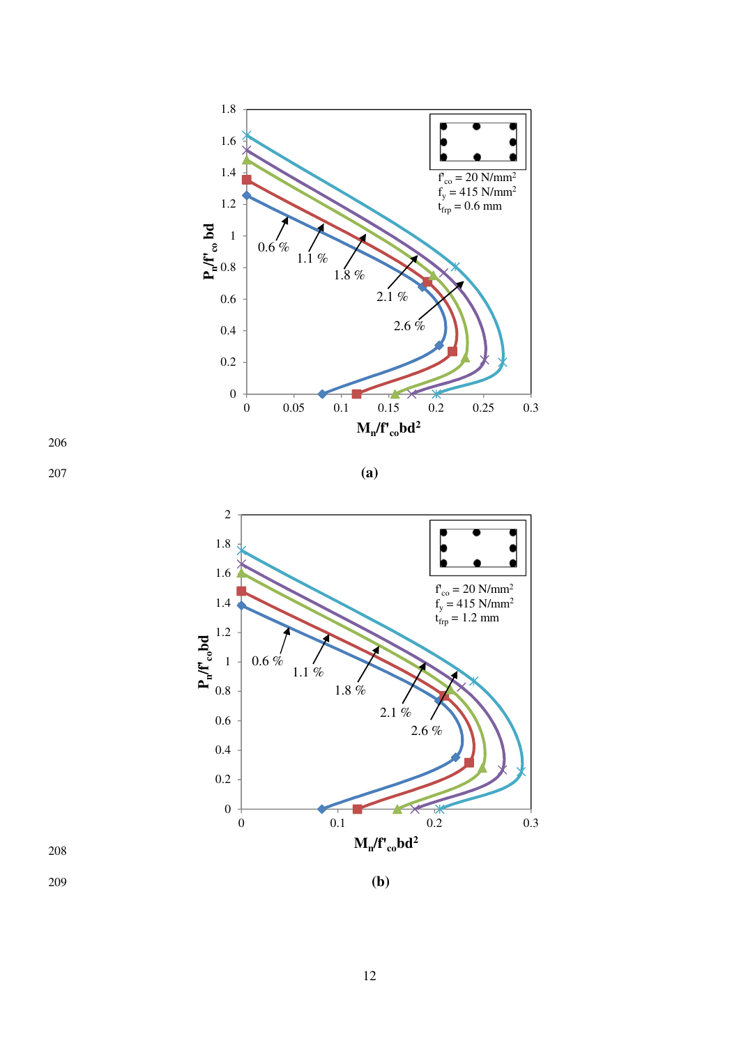(a)

(b)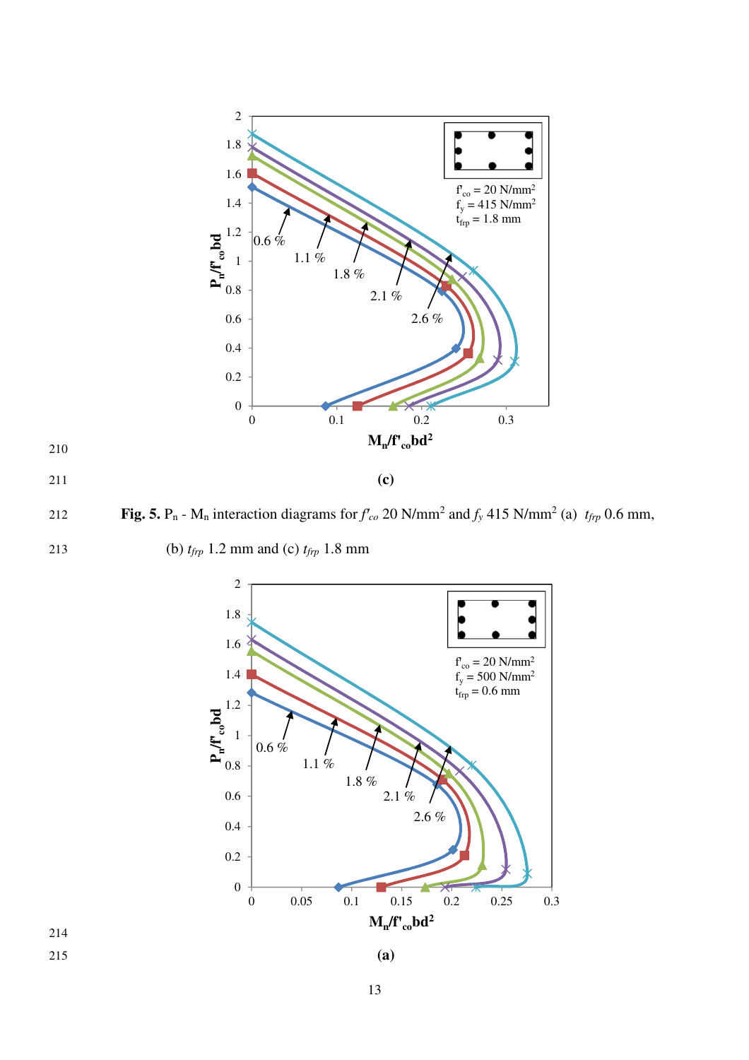(c)

**Fig. 5.** $P_n$ - $M_n$ interaction diagrams for $f'_{co}$ 20 N/mm$^2$ and $f_y$ 415 N/mm$^2$ (a) $t_{frp}$ 0.6 mm, (b) $t_{frp}$ 1.2 mm and (c) $t_{frp}$ 1.8 mm

(a)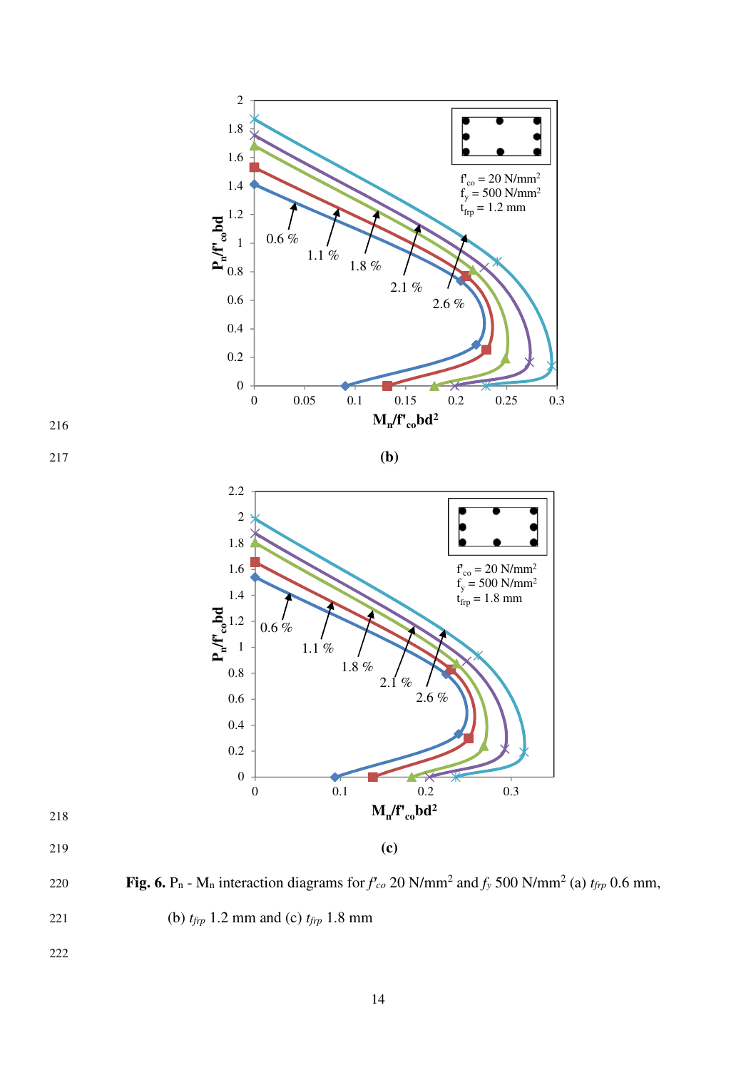(b)

(c)

**Fig. 6.** $P_n$ - $M_n$ interaction diagrams for $f'_{co}$ 20 N/mm$^2$ and $f_y$ 500 N/mm$^2$ (a) $t_{frp}$ 0.6 mm, (b) $t_{frp}$ 1.2 mm and (c) $t_{frp}$ 1.8 mm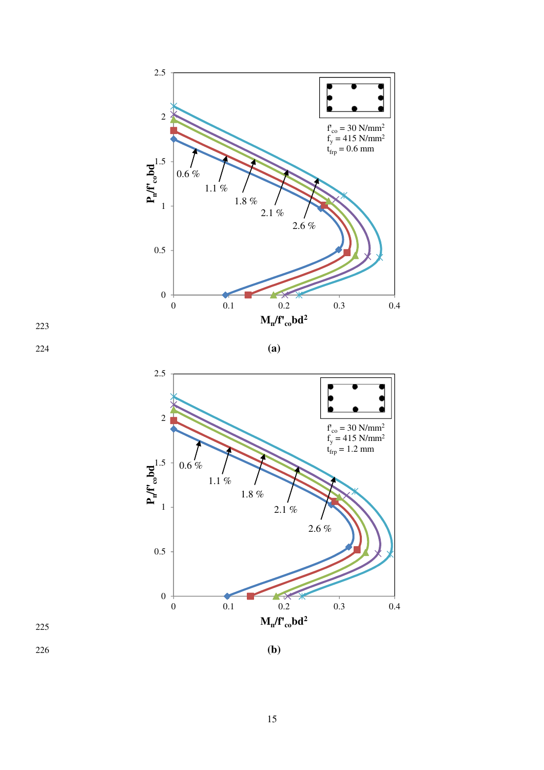223

224 **(a)**

225

226 **(b)**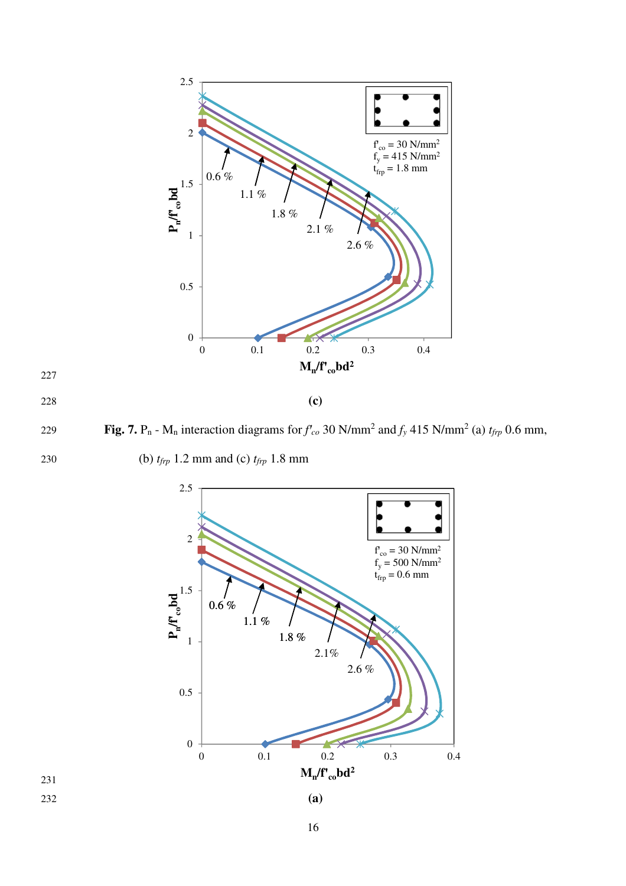(c)

**Fig. 7.** $P_n$ - $M_n$ interaction diagrams for $f'_{co}$ 30 N/mm$^2$ and $f_y$ 415 N/mm$^2$ (a) $t_{frp}$ 0.6 mm, (b) $t_{frp}$ 1.2 mm and (c) $t_{frp}$ 1.8 mm

(a)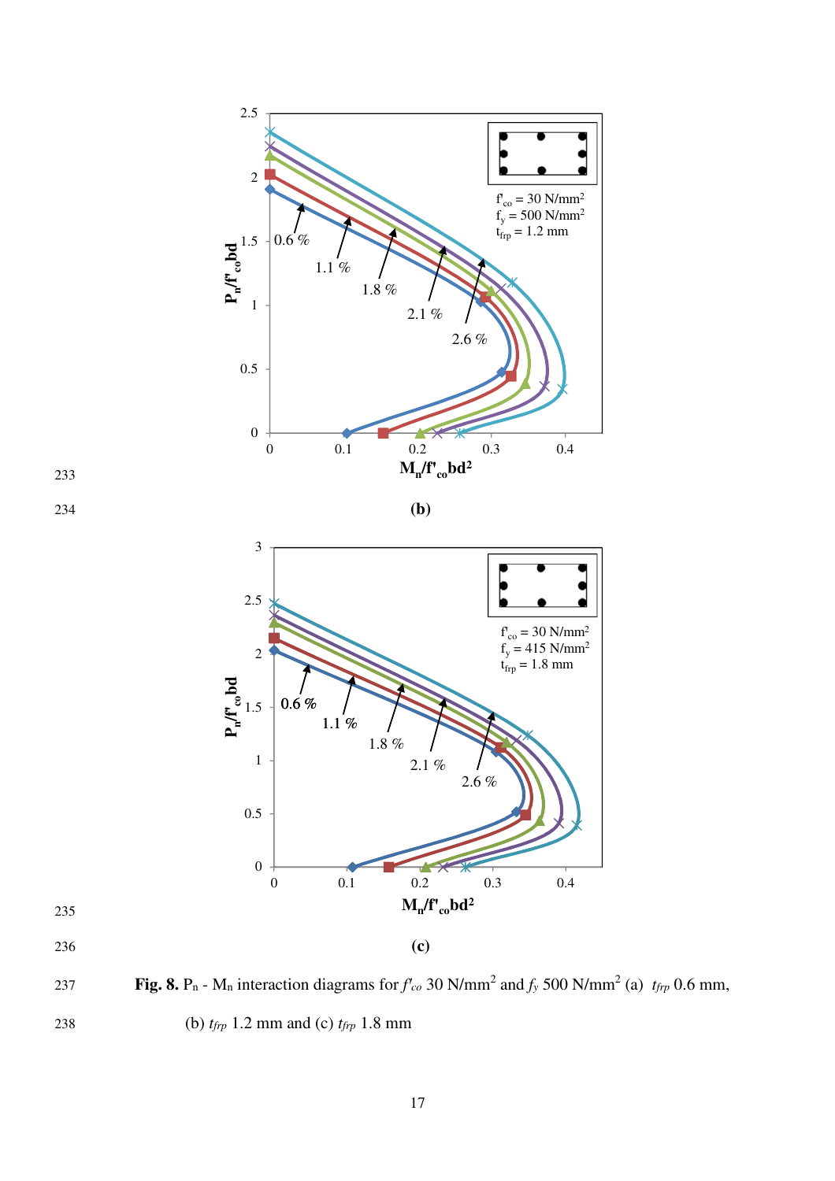**(b)**

**(c)**

**Fig. 8.** $P_n$ - $M_n$ interaction diagrams for $f'_{co}$ 30 N/mm$^2$ and $f_y$ 500 N/mm$^2$ (a) $t_{frp}$ 0.6 mm, (b) $t_{frp}$ 1.2 mm and (c) $t_{frp}$ 1.8 mm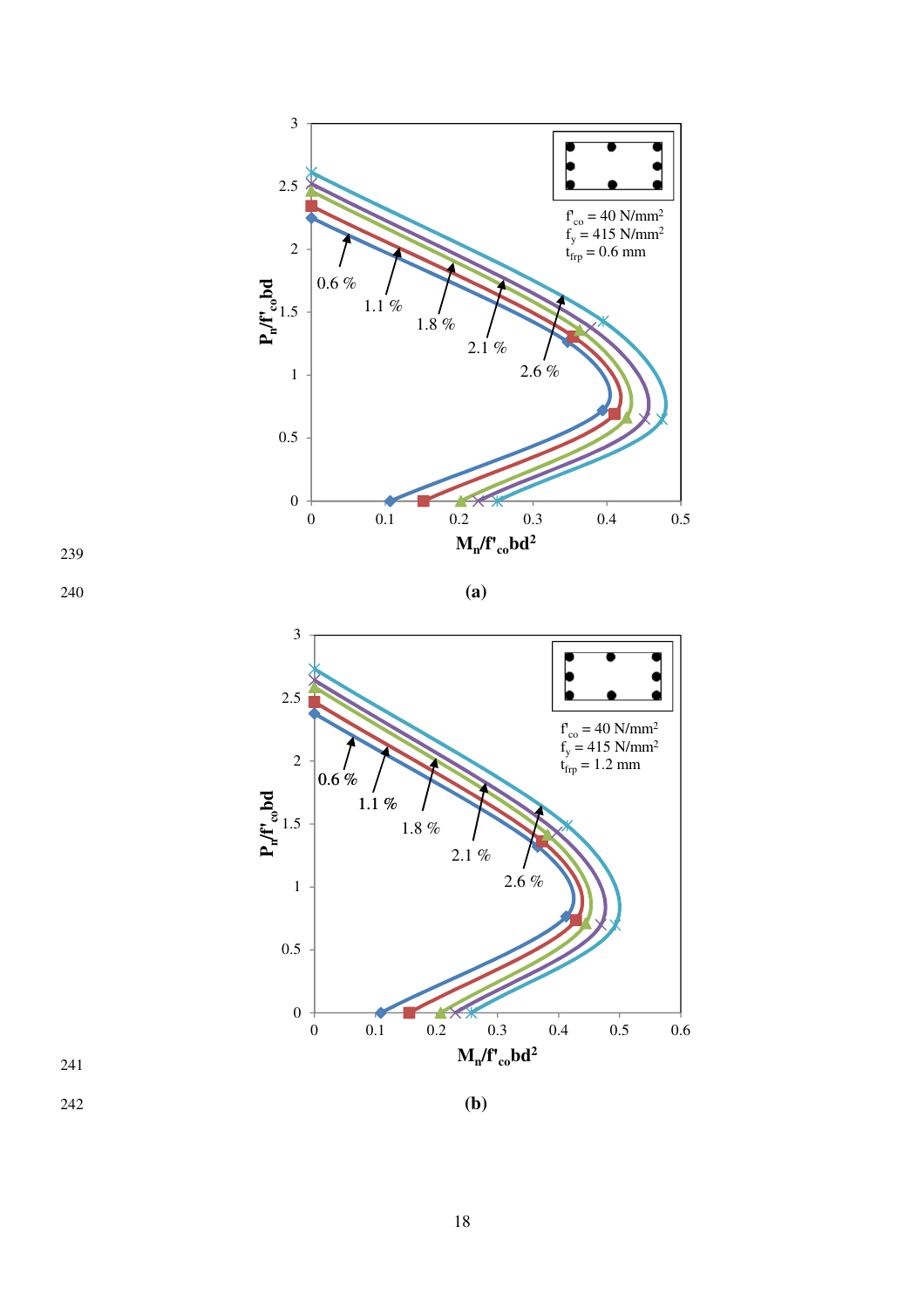(a)

(b)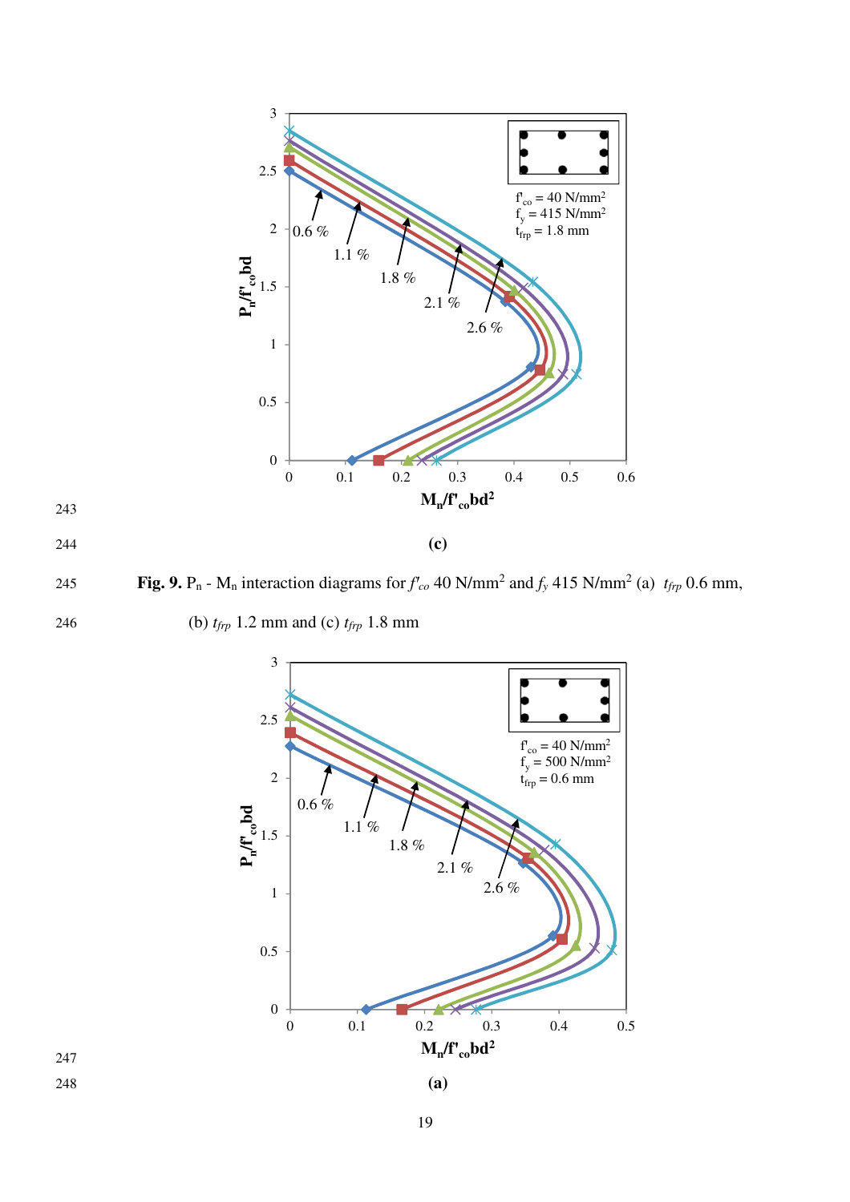(c)

**Fig. 9.** $P_n$ - $M_n$ interaction diagrams for $f'_{co}$ 40 N/mm$^2$ and $f_y$ 415 N/mm$^2$ (a) $t_{frp}$ 0.6 mm, (b) $t_{frp}$ 1.2 mm and (c) $t_{frp}$ 1.8 mm

(a)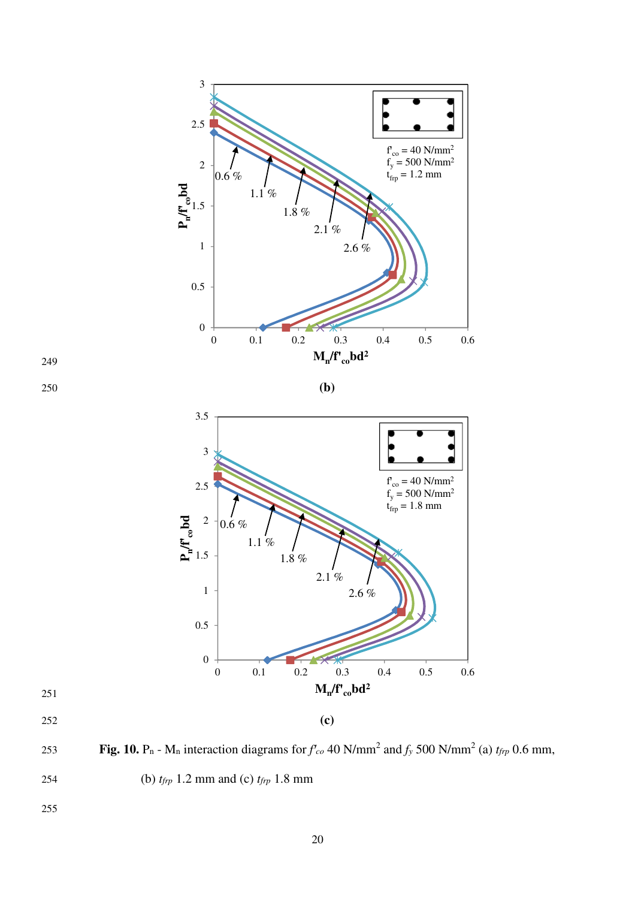(b)

(c)

**Fig. 10.** $P_n$ - $M_n$ interaction diagrams for $f'_{co}$ 40 N/mm$^2$ and $f_y$ 500 N/mm$^2$ (a) $t_{frp}$ 0.6 mm, (b) $t_{frp}$ 1.2 mm and (c) $t_{frp}$ 1.8 mm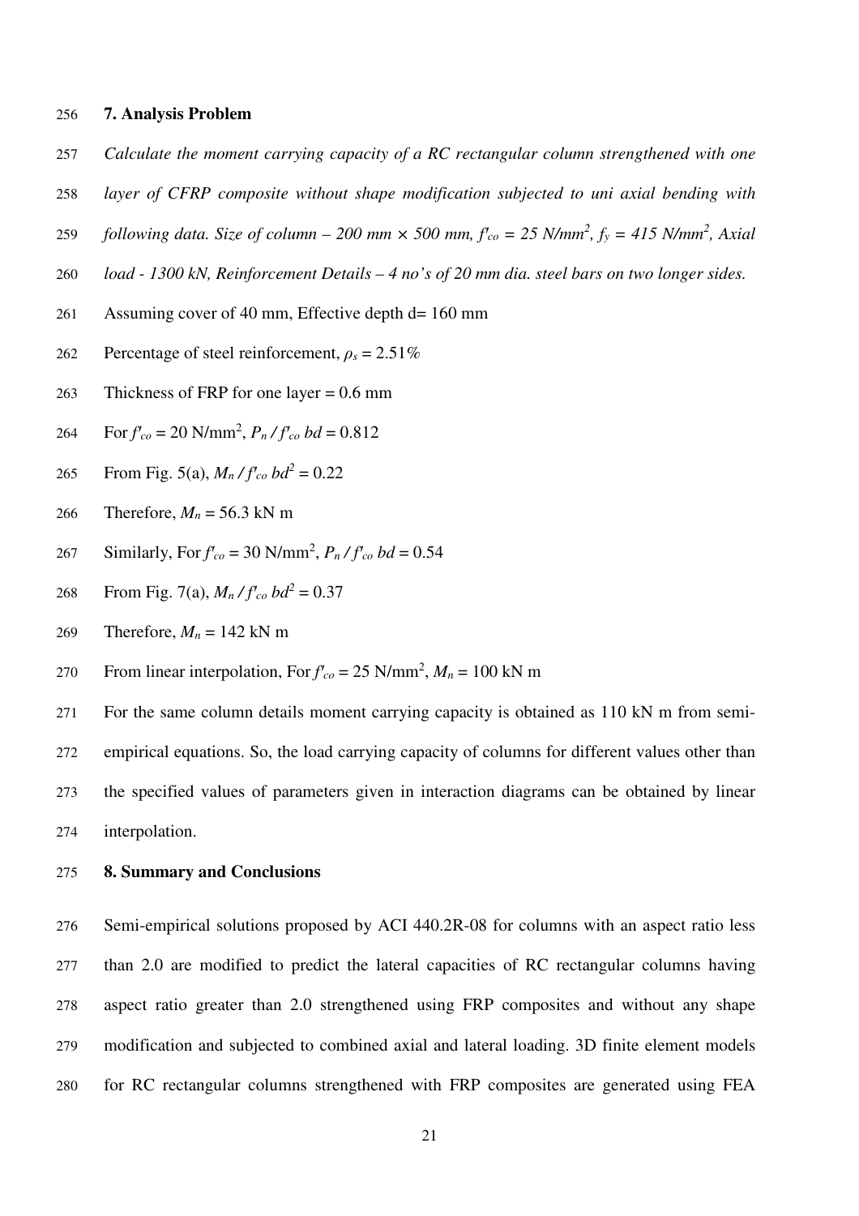## 7. Analysis Problem

*Calculate the moment carrying capacity of a RC rectangular column strengthened with one layer of CFRP composite without shape modification subjected to uni axial bending with following data. Size of column – 200 mm × 500 mm, $f'_{co}$ = 25 N/mm$^2$, $f_y$ = 415 N/mm$^2$, Axial load - 1300 kN, Reinforcement Details – 4 no's of 20 mm dia. steel bars on two longer sides.*

Assuming cover of 40 mm, Effective depth d= 160 mm

Percentage of steel reinforcement, $\rho_s = 2.51\%$

Thickness of FRP for one layer = 0.6 mm

For $f'_{co}$ = 20 N/mm$^2$, $P_n / f'_{co}\, bd = 0.812$

From Fig. 5(a), $M_n / f'_{co}\, bd^2 = 0.22$

Therefore, $M_n$ = 56.3 kN m

Similarly, For $f'_{co}$ = 30 N/mm$^2$, $P_n / f'_{co}\, bd = 0.54$

From Fig. 7(a), $M_n / f'_{co}\, bd^2 = 0.37$

Therefore, $M_n$ = 142 kN m

From linear interpolation, For $f'_{co}$ = 25 N/mm$^2$, $M_n$ = 100 kN m

For the same column details moment carrying capacity is obtained as 110 kN m from semi-empirical equations. So, the load carrying capacity of columns for different values other than the specified values of parameters given in interaction diagrams can be obtained by linear interpolation.

## 8. Summary and Conclusions

Semi-empirical solutions proposed by ACI 440.2R-08 for columns with an aspect ratio less than 2.0 are modified to predict the lateral capacities of RC rectangular columns having aspect ratio greater than 2.0 strengthened using FRP composites and without any shape modification and subjected to combined axial and lateral loading. 3D finite element models for RC rectangular columns strengthened with FRP composites are generated using FEA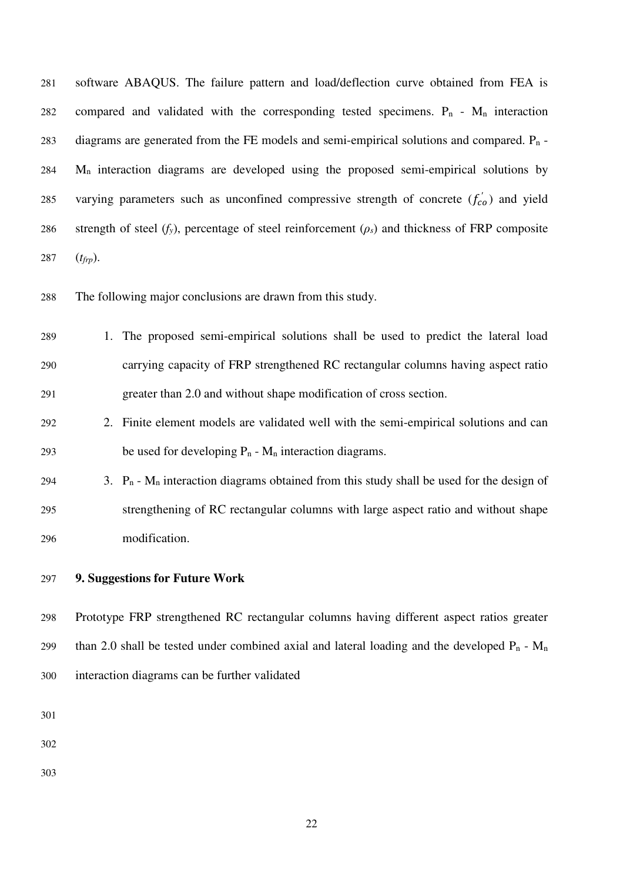software ABAQUS. The failure pattern and load/deflection curve obtained from FEA is compared and validated with the corresponding tested specimens. $P_n$ - $M_n$ interaction diagrams are generated from the FE models and semi-empirical solutions and compared. $P_n$ - $M_n$ interaction diagrams are developed using the proposed semi-empirical solutions by varying parameters such as unconfined compressive strength of concrete ($f_{co}^{'}$) and yield strength of steel ($f_y$), percentage of steel reinforcement ($\rho_s$) and thickness of FRP composite ($t_{frp}$).

The following major conclusions are drawn from this study.

1. The proposed semi-empirical solutions shall be used to predict the lateral load carrying capacity of FRP strengthened RC rectangular columns having aspect ratio greater than 2.0 and without shape modification of cross section.
2. Finite element models are validated well with the semi-empirical solutions and can be used for developing $P_n$ - $M_n$ interaction diagrams.
3. $P_n$ - $M_n$ interaction diagrams obtained from this study shall be used for the design of strengthening of RC rectangular columns with large aspect ratio and without shape modification.

## 9. Suggestions for Future Work

Prototype FRP strengthened RC rectangular columns having different aspect ratios greater than 2.0 shall be tested under combined axial and lateral loading and the developed $P_n$ - $M_n$ interaction diagrams can be further validated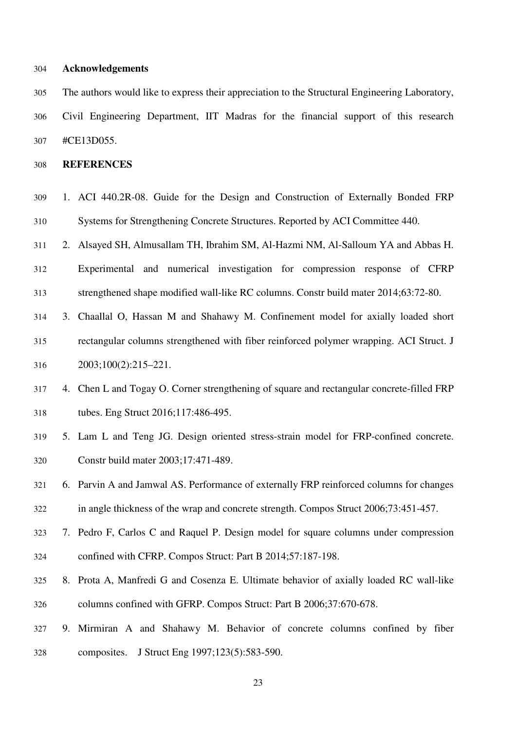## Acknowledgements

The authors would like to express their appreciation to the Structural Engineering Laboratory, Civil Engineering Department, IIT Madras for the financial support of this research #CE13D055.

## REFERENCES

1. ACI 440.2R-08. Guide for the Design and Construction of Externally Bonded FRP Systems for Strengthening Concrete Structures. Reported by ACI Committee 440.
2. Alsayed SH, Almusallam TH, Ibrahim SM, Al-Hazmi NM, Al-Salloum YA and Abbas H. Experimental and numerical investigation for compression response of CFRP strengthened shape modified wall-like RC columns. Constr build mater 2014;63:72-80.
3. Chaallal O, Hassan M and Shahawy M. Confinement model for axially loaded short rectangular columns strengthened with fiber reinforced polymer wrapping. ACI Struct. J 2003;100(2):215–221.
4. Chen L and Togay O. Corner strengthening of square and rectangular concrete-filled FRP tubes. Eng Struct 2016;117:486-495.
5. Lam L and Teng JG. Design oriented stress-strain model for FRP-confined concrete. Constr build mater 2003;17:471-489.
6. Parvin A and Jamwal AS. Performance of externally FRP reinforced columns for changes in angle thickness of the wrap and concrete strength. Compos Struct 2006;73:451-457.
7. Pedro F, Carlos C and Raquel P. Design model for square columns under compression confined with CFRP. Compos Struct: Part B 2014;57:187-198.
8. Prota A, Manfredi G and Cosenza E. Ultimate behavior of axially loaded RC wall-like columns confined with GFRP. Compos Struct: Part B 2006;37:670-678.
9. Mirmiran A and Shahawy M. Behavior of concrete columns confined by fiber composites. J Struct Eng 1997;123(5):583-590.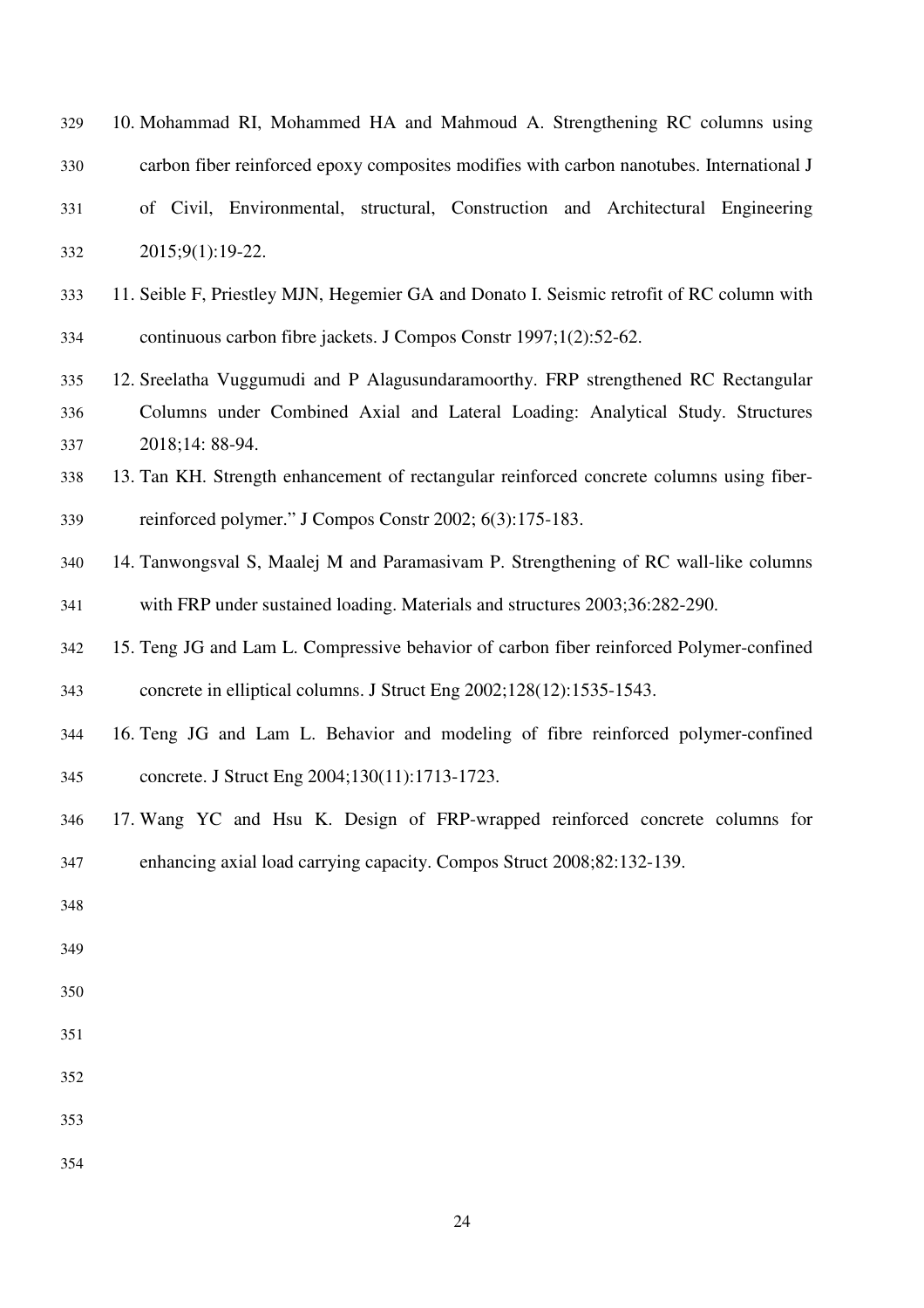10. Mohammad RI, Mohammed HA and Mahmoud A. Strengthening RC columns using carbon fiber reinforced epoxy composites modifies with carbon nanotubes. International J of Civil, Environmental, structural, Construction and Architectural Engineering 2015;9(1):19-22.
11. Seible F, Priestley MJN, Hegemier GA and Donato I. Seismic retrofit of RC column with continuous carbon fibre jackets. J Compos Constr 1997;1(2):52-62.
12. Sreelatha Vuggumudi and P Alagusundaramoorthy. FRP strengthened RC Rectangular Columns under Combined Axial and Lateral Loading: Analytical Study. Structures 2018;14: 88-94.
13. Tan KH. Strength enhancement of rectangular reinforced concrete columns using fiber-reinforced polymer." J Compos Constr 2002; 6(3):175-183.
14. Tanwongsval S, Maalej M and Paramasivam P. Strengthening of RC wall-like columns with FRP under sustained loading. Materials and structures 2003;36:282-290.
15. Teng JG and Lam L. Compressive behavior of carbon fiber reinforced Polymer-confined concrete in elliptical columns. J Struct Eng 2002;128(12):1535-1543.
16. Teng JG and Lam L. Behavior and modeling of fibre reinforced polymer-confined concrete. J Struct Eng 2004;130(11):1713-1723.
17. Wang YC and Hsu K. Design of FRP-wrapped reinforced concrete columns for enhancing axial load carrying capacity. Compos Struct 2008;82:132-139.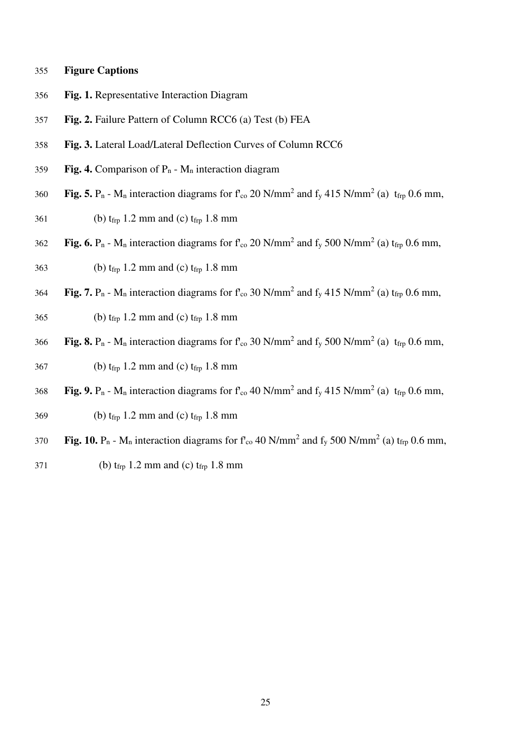**Figure Captions**

**Fig. 1.** Representative Interaction Diagram

**Fig. 2.** Failure Pattern of Column RCC6 (a) Test (b) FEA

**Fig. 3.** Lateral Load/Lateral Deflection Curves of Column RCC6

**Fig. 4.** Comparison of $P_n$ - $M_n$ interaction diagram

**Fig. 5.** $P_n$ - $M_n$ interaction diagrams for $f'_{co}$ 20 N/mm$^2$ and $f_y$ 415 N/mm$^2$ (a) $t_{frp}$ 0.6 mm, (b) $t_{frp}$ 1.2 mm and (c) $t_{frp}$ 1.8 mm

**Fig. 6.** $P_n$ - $M_n$ interaction diagrams for $f'_{co}$ 20 N/mm$^2$ and $f_y$ 500 N/mm$^2$ (a) $t_{frp}$ 0.6 mm, (b) $t_{frp}$ 1.2 mm and (c) $t_{frp}$ 1.8 mm

**Fig. 7.** $P_n$ - $M_n$ interaction diagrams for $f'_{co}$ 30 N/mm$^2$ and $f_y$ 415 N/mm$^2$ (a) $t_{frp}$ 0.6 mm, (b) $t_{frp}$ 1.2 mm and (c) $t_{frp}$ 1.8 mm

**Fig. 8.** $P_n$ - $M_n$ interaction diagrams for $f'_{co}$ 30 N/mm$^2$ and $f_y$ 500 N/mm$^2$ (a) $t_{frp}$ 0.6 mm, (b) $t_{frp}$ 1.2 mm and (c) $t_{frp}$ 1.8 mm

**Fig. 9.** $P_n$ - $M_n$ interaction diagrams for $f'_{co}$ 40 N/mm$^2$ and $f_y$ 415 N/mm$^2$ (a) $t_{frp}$ 0.6 mm, (b) $t_{frp}$ 1.2 mm and (c) $t_{frp}$ 1.8 mm

**Fig. 10.** $P_n$ - $M_n$ interaction diagrams for $f'_{co}$ 40 N/mm$^2$ and $f_y$ 500 N/mm$^2$ (a) $t_{frp}$ 0.6 mm, (b) $t_{frp}$ 1.2 mm and (c) $t_{frp}$ 1.8 mm